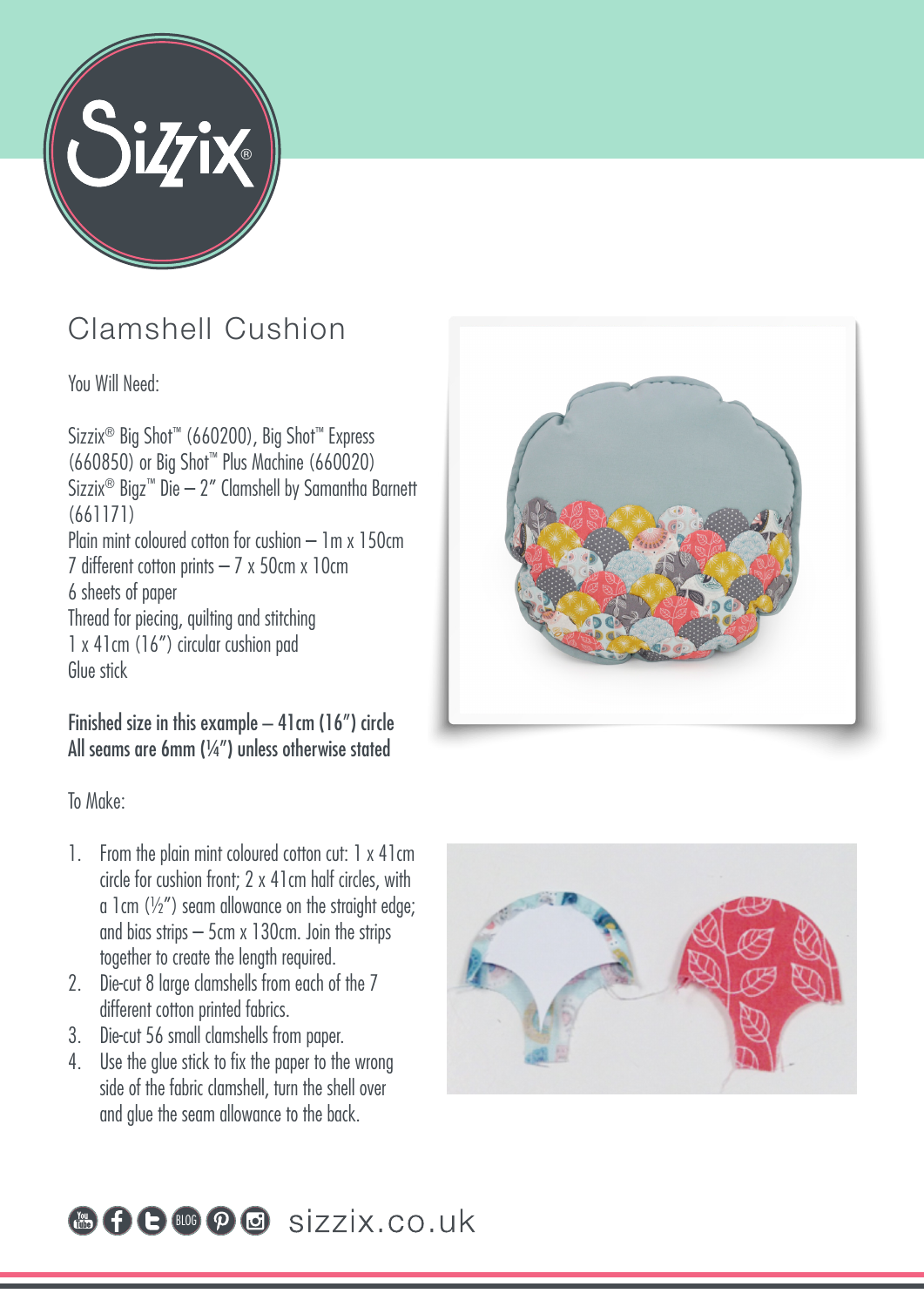# Clamshell Cushion

You Will Need:

Sizzix® Big Shot™ (660200), Big Shot™ Express (660850) or Big Shot™ Plus Machine (660020)
Sizzix® Bigz™ Die – 2" Clamshell by Samantha Barnett (661171)
Plain mint coloured cotton for cushion – 1m x 150cm
7 different cotton prints – 7 x 50cm x 10cm
6 sheets of paper
Thread for piecing, quilting and stitching
1 x 41cm (16") circular cushion pad
Glue stick

**Finished size in this example – 41cm (16") circle**
**All seams are 6mm (¼") unless otherwise stated**

To Make:

1. From the plain mint coloured cotton cut: 1 x 41cm circle for cushion front; 2 x 41cm half circles, with a 1cm (½") seam allowance on the straight edge; and bias strips – 5cm x 130cm. Join the strips together to create the length required.
2. Die-cut 8 large clamshells from each of the 7 different cotton printed fabrics.
3. Die-cut 56 small clamshells from paper.
4. Use the glue stick to fix the paper to the wrong side of the fabric clamshell, turn the shell over and glue the seam allowance to the back.

sizzix.co.uk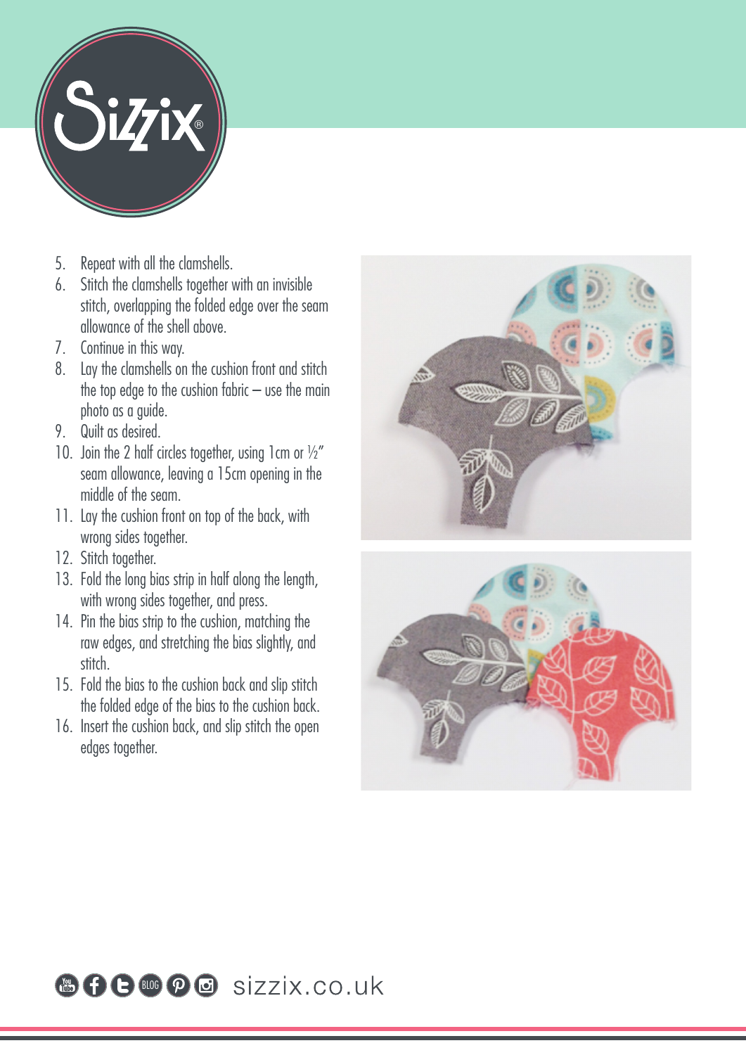5. Repeat with all the clamshells.
6. Stitch the clamshells together with an invisible stitch, overlapping the folded edge over the seam allowance of the shell above.
7. Continue in this way.
8. Lay the clamshells on the cushion front and stitch the top edge to the cushion fabric – use the main photo as a guide.
9. Quilt as desired.
10. Join the 2 half circles together, using 1cm or ½" seam allowance, leaving a 15cm opening in the middle of the seam.
11. Lay the cushion front on top of the back, with wrong sides together.
12. Stitch together.
13. Fold the long bias strip in half along the length, with wrong sides together, and press.
14. Pin the bias strip to the cushion, matching the raw edges, and stretching the bias slightly, and stitch.
15. Fold the bias to the cushion back and slip stitch the folded edge of the bias to the cushion back.
16. Insert the cushion back, and slip stitch the open edges together.